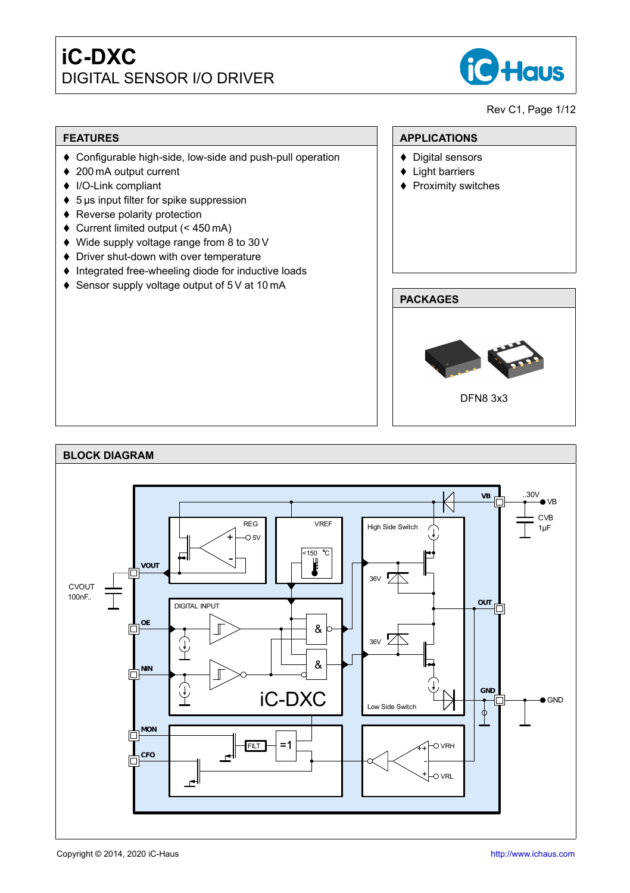# iC-DXC

## DIGITAL SENSOR I/O DRIVER

Rev C1, Page 1/12

## FEATURES

- Configurable high-side, low-side and push-pull operation
- 200 mA output current
- I/O-Link compliant
- 5 µs input filter for spike suppression
- Reverse polarity protection
- Current limited output (< 450 mA)
- Wide supply voltage range from 8 to 30 V
- Driver shut-down with over temperature
- Integrated free-wheeling diode for inductive loads
- Sensor supply voltage output of 5 V at 10 mA

## APPLICATIONS

- Digital sensors
- Light barriers
- Proximity switches

## PACKAGES

DFN8 3x3

## BLOCK DIAGRAM

Copyright © 2014, 2020 iC-Haus

http://www.ichaus.com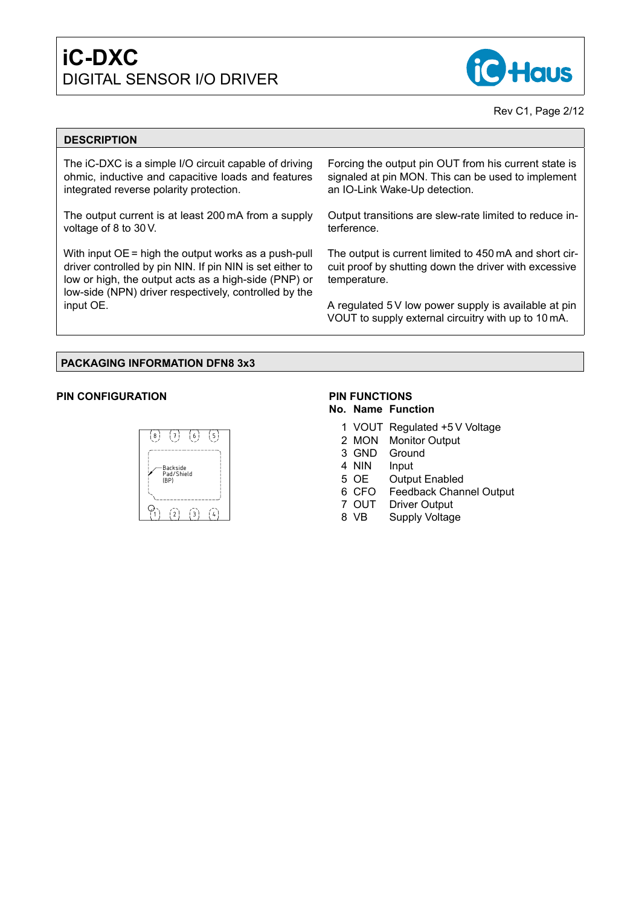## DESCRIPTION

The iC-DXC is a simple I/O circuit capable of driving ohmic, inductive and capacitive loads and features integrated reverse polarity protection.

The output current is at least 200 mA from a supply voltage of 8 to 30 V.

With input OE = high the output works as a push-pull driver controlled by pin NIN. If pin NIN is set either to low or high, the output acts as a high-side (PNP) or low-side (NPN) driver respectively, controlled by the input OE.

Forcing the output pin OUT from his current state is signaled at pin MON. This can be used to implement an IO-Link Wake-Up detection.

Output transitions are slew-rate limited to reduce interference.

The output is current limited to 450 mA and short circuit proof by shutting down the driver with excessive temperature.

A regulated 5 V low power supply is available at pin VOUT to supply external circuitry with up to 10 mA.

## PACKAGING INFORMATION DFN8 3x3

### PIN CONFIGURATION

Backside Pad/Shield (BP)

### PIN FUNCTIONS

| No. | Name | Function |
|---|---|---|
| 1 | VOUT | Regulated +5 V Voltage |
| 2 | MON | Monitor Output |
| 3 | GND | Ground |
| 4 | NIN | Input |
| 5 | OE | Output Enabled |
| 6 | CFO | Feedback Channel Output |
| 7 | OUT | Driver Output |
| 8 | VB | Supply Voltage |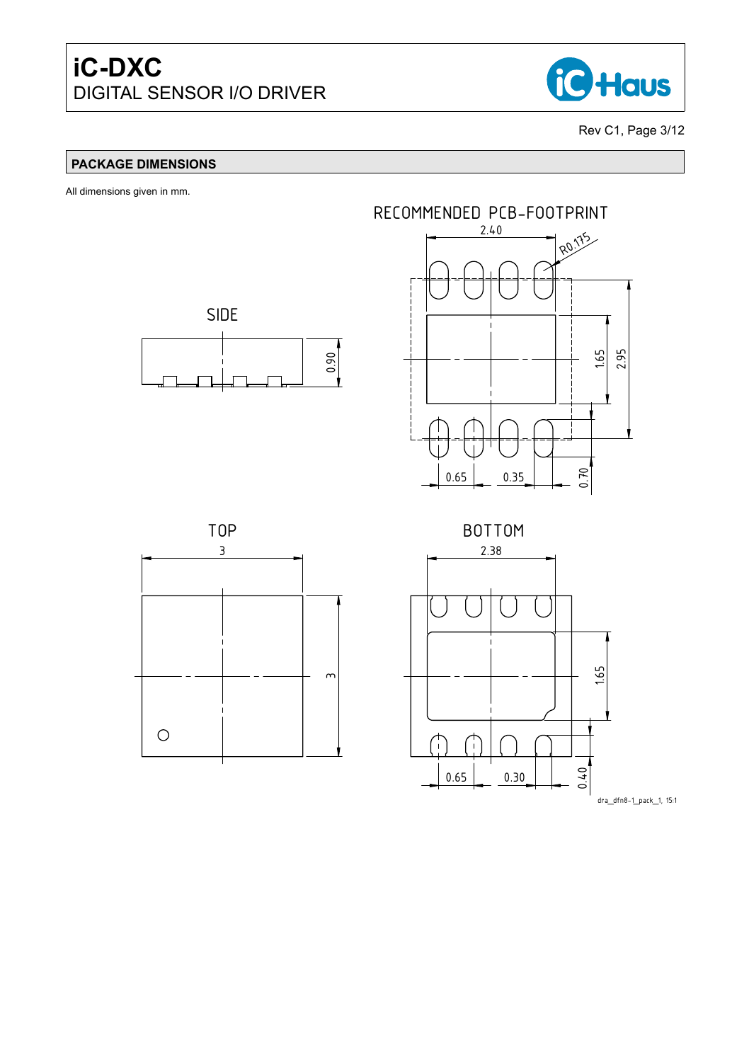## PACKAGE DIMENSIONS

All dimensions given in mm.

RECOMMENDED PCB-FOOTPRINT

2.40

R0.175

1.65

2.95

0.65

0.35

0.70

SIDE

0.90

TOP

3

3

BOTTOM

2.38

1.65

0.65

0.30

0.40

dra_dfn8-1_pack_1, 15:1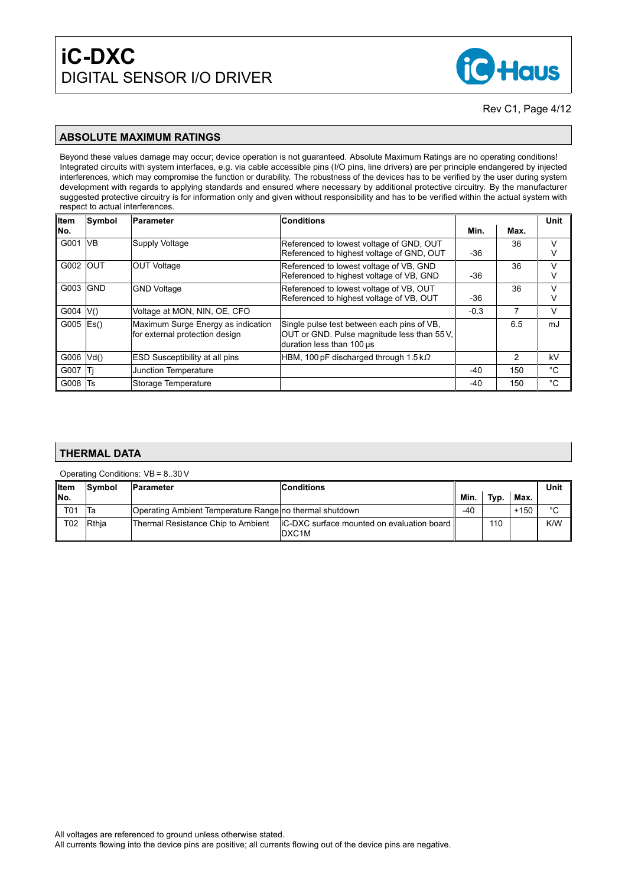## ABSOLUTE MAXIMUM RATINGS

Beyond these values damage may occur; device operation is not guaranteed. Absolute Maximum Ratings are no operating conditions! Integrated circuits with system interfaces, e.g. via cable accessible pins (I/O pins, line drivers) are per principle endangered by injected interferences, which may compromise the function or durability. The robustness of the devices has to be verified by the user during system development with regards to applying standards and ensured where necessary by additional protective circuitry. By the manufacturer suggested protective circuitry is for information only and given without responsibility and has to be verified within the actual system with respect to actual interferences.

| Item No. | Symbol | Parameter | Conditions | Min. | Max. | Unit |
|---|---|---|---|---|---|---|
| G001 | VB | Supply Voltage | Referenced to lowest voltage of GND, OUT<br>Referenced to highest voltage of GND, OUT | <br>-36 | 36 | V<br>V |
| G002 | OUT | OUT Voltage | Referenced to lowest voltage of VB, GND<br>Referenced to highest voltage of VB, GND | <br>-36 | 36 | V<br>V |
| G003 | GND | GND Voltage | Referenced to lowest voltage of VB, OUT<br>Referenced to highest voltage of VB, OUT | <br>-36 | 36 | V<br>V |
| G004 | V() | Voltage at MON, NIN, OE, CFO | | -0.3 | 7 | V |
| G005 | Es() | Maximum Surge Energy as indication for external protection design | Single pulse test between each pins of VB, OUT or GND. Pulse magnitude less than 55 V, duration less than 100 µs | | 6.5 | mJ |
| G006 | Vd() | ESD Susceptibility at all pins | HBM, 100 pF discharged through 1.5 kΩ | | 2 | kV |
| G007 | Tj | Junction Temperature | | -40 | 150 | °C |
| G008 | Ts | Storage Temperature | | -40 | 150 | °C |

## THERMAL DATA

Operating Conditions: VB = 8..30 V

| Item No. | Symbol | Parameter | Conditions | Min. | Typ. | Max. | Unit |
|---|---|---|---|---|---|---|---|
| T01 | Ta | Operating Ambient Temperature Range | no thermal shutdown | -40 | | +150 | °C |
| T02 | Rthja | Thermal Resistance Chip to Ambient | iC-DXC surface mounted on evaluation board DXC1M | | 110 | | K/W |

All voltages are referenced to ground unless otherwise stated.
All currents flowing into the device pins are positive; all currents flowing out of the device pins are negative.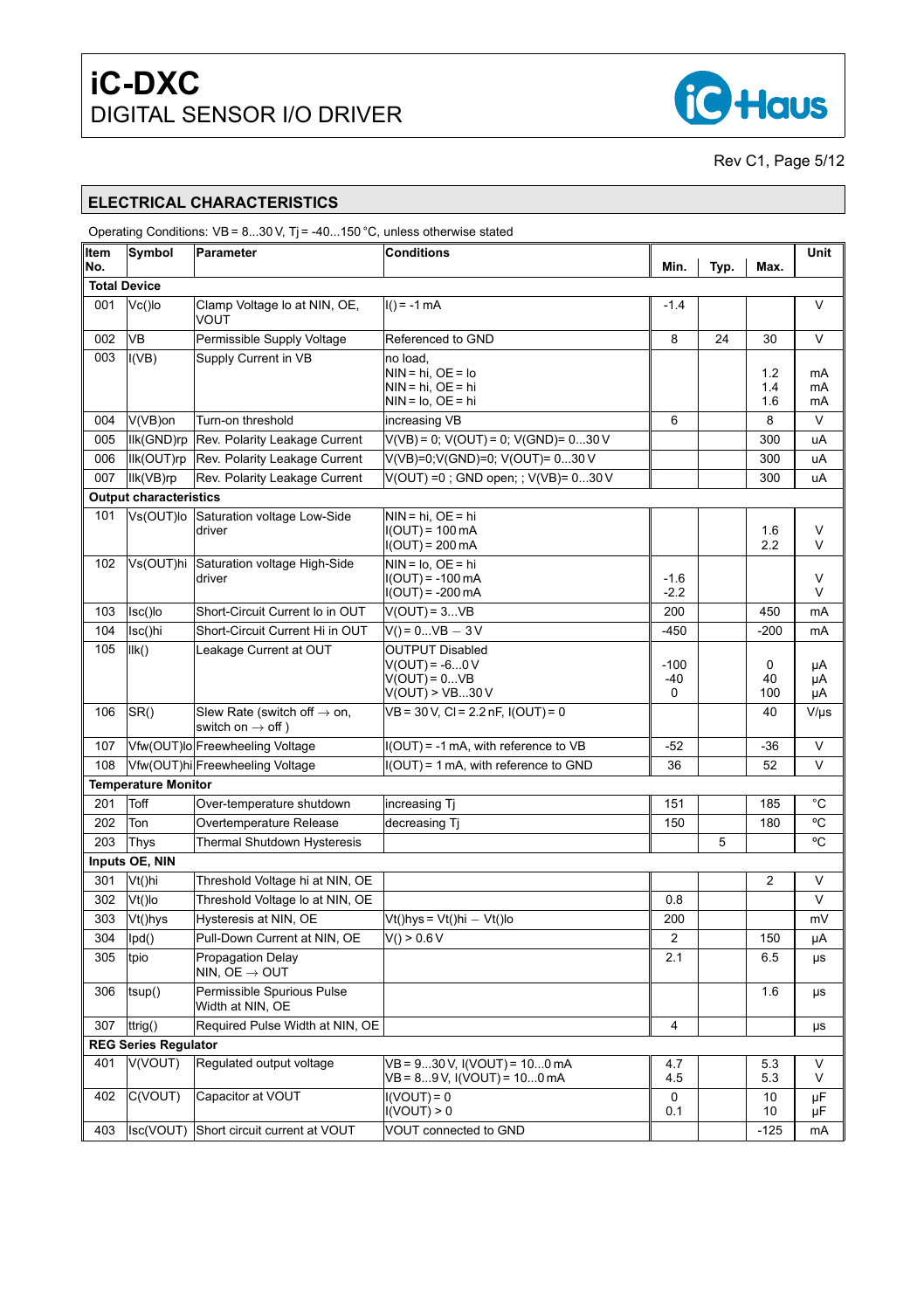## ELECTRICAL CHARACTERISTICS

Operating Conditions: VB = 8...30 V, Tj = -40...150 °C, unless otherwise stated

| Item No. | Symbol | Parameter | Conditions | Min. | Typ. | Max. | Unit |
|---|---|---|---|---|---|---|---|
| **Total Device** | | | | | | | |
| 001 | Vc()lo | Clamp Voltage lo at NIN, OE, VOUT | I() = -1 mA | -1.4 | | | V |
| 002 | VB | Permissible Supply Voltage | Referenced to GND | 8 | 24 | 30 | V |
| 003 | I(VB) | Supply Current in VB | no load,<br>NIN = hi, OE = lo<br>NIN = hi, OE = hi<br>NIN = lo, OE = hi | | | <br>1.2<br>1.4<br>1.6 | <br>mA<br>mA<br>mA |
| 004 | V(VB)on | Turn-on threshold | increasing VB | 6 | | 8 | V |
| 005 | Ilk(GND)rp | Rev. Polarity Leakage Current | V(VB) = 0; V(OUT) = 0; V(GND)= 0...30 V | | | 300 | uA |
| 006 | Ilk(OUT)rp | Rev. Polarity Leakage Current | V(VB)=0;V(GND)=0; V(OUT)= 0...30 V | | | 300 | uA |
| 007 | Ilk(VB)rp | Rev. Polarity Leakage Current | V(OUT) =0 ; GND open; ; V(VB)= 0...30 V | | | 300 | uA |
| **Output characteristics** | | | | | | | |
| 101 | Vs(OUT)lo | Saturation voltage Low-Side driver | NIN = hi, OE = hi<br>I(OUT) = 100 mA<br>I(OUT) = 200 mA | | | <br>1.6<br>2.2 | <br>V<br>V |
| 102 | Vs(OUT)hi | Saturation voltage High-Side driver | NIN = lo, OE = hi<br>I(OUT) = -100 mA<br>I(OUT) = -200 mA | <br>-1.6<br>-2.2 | | | <br>V<br>V |
| 103 | Isc()lo | Short-Circuit Current lo in OUT | V(OUT) = 3...VB | 200 | | 450 | mA |
| 104 | Isc()hi | Short-Circuit Current Hi in OUT | V() = 0...VB − 3 V | -450 | | -200 | mA |
| 105 | Ilk() | Leakage Current at OUT | OUTPUT Disabled<br>V(OUT) = -6...0 V<br>V(OUT) = 0...VB<br>V(OUT) > VB...30 V | <br>-100<br>-40<br>0 | | <br>0<br>40<br>100 | <br>µA<br>µA<br>µA |
| 106 | SR() | Slew Rate (switch off → on, switch on → off ) | VB = 30 V, Cl = 2.2 nF, I(OUT) = 0 | | | 40 | V/µs |
| 107 | Vfw(OUT)lo | Freewheeling Voltage | I(OUT) = -1 mA, with reference to VB | -52 | | -36 | V |
| 108 | Vfw(OUT)hi | Freewheeling Voltage | I(OUT) = 1 mA, with reference to GND | 36 | | 52 | V |
| **Temperature Monitor** | | | | | | | |
| 201 | Toff | Over-temperature shutdown | increasing Tj | 151 | | 185 | °C |
| 202 | Ton | Overtemperature Release | decreasing Tj | 150 | | 180 | °C |
| 203 | Thys | Thermal Shutdown Hysteresis | | | 5 | | °C |
| **Inputs OE, NIN** | | | | | | | |
| 301 | Vt()hi | Threshold Voltage hi at NIN, OE | | | | 2 | V |
| 302 | Vt()lo | Threshold Voltage lo at NIN, OE | | 0.8 | | | V |
| 303 | Vt()hys | Hysteresis at NIN, OE | Vt()hys = Vt()hi − Vt()lo | 200 | | | mV |
| 304 | Ipd() | Pull-Down Current at NIN, OE | V() > 0.6 V | 2 | | 150 | µA |
| 305 | tpio | Propagation Delay NIN, OE → OUT | | 2.1 | | 6.5 | µs |
| 306 | tsup() | Permissible Spurious Pulse Width at NIN, OE | | | | 1.6 | µs |
| 307 | ttrig() | Required Pulse Width at NIN, OE | | 4 | | | µs |
| **REG Series Regulator** | | | | | | | |
| 401 | V(VOUT) | Regulated output voltage | VB = 9...30 V, I(VOUT) = 10...0 mA<br>VB = 8...9 V, I(VOUT) = 10...0 mA | 4.7<br>4.5 | | 5.3<br>5.3 | V<br>V |
| 402 | C(VOUT) | Capacitor at VOUT | I(VOUT) = 0<br>I(VOUT) > 0 | 0<br>0.1 | | 10<br>10 | µF<br>µF |
| 403 | Isc(VOUT) | Short circuit current at VOUT | VOUT connected to GND | | | -125 | mA |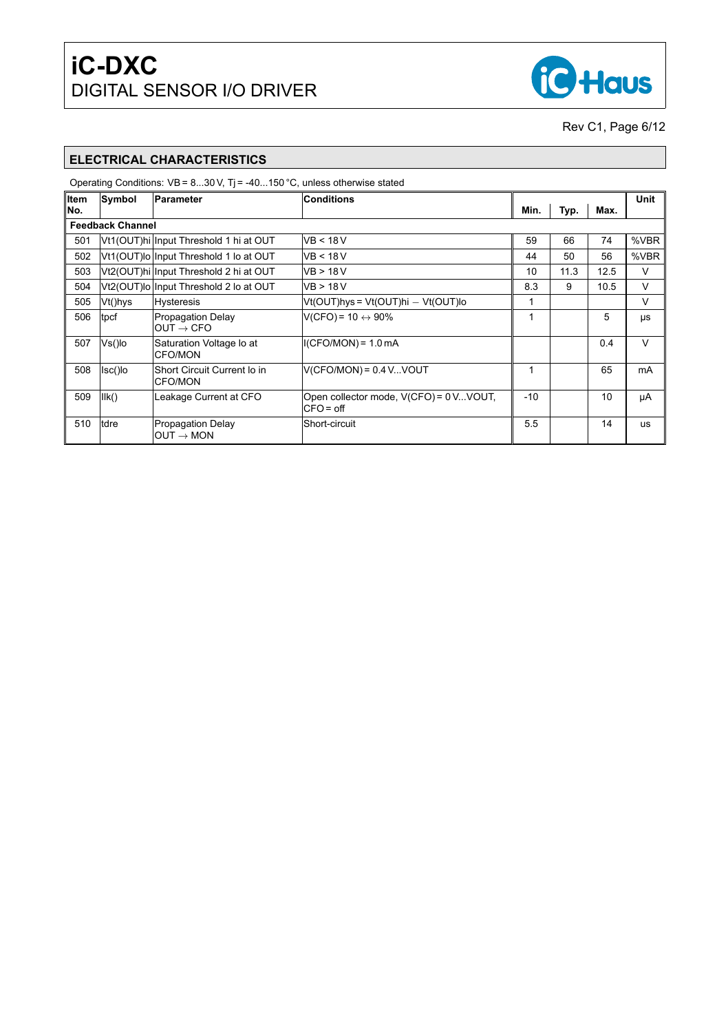## ELECTRICAL CHARACTERISTICS

Operating Conditions: VB = 8...30 V, Tj = -40...150 °C, unless otherwise stated

| Item No. | Symbol | Parameter | Conditions | Min. | Typ. | Max. | Unit |
|---|---|---|---|---|---|---|---|
| **Feedback Channel** | | | | | | | |
| 501 | Vt1(OUT)hi | Input Threshold 1 hi at OUT | VB < 18 V | 59 | 66 | 74 | %VBR |
| 502 | Vt1(OUT)lo | Input Threshold 1 lo at OUT | VB < 18 V | 44 | 50 | 56 | %VBR |
| 503 | Vt2(OUT)hi | Input Threshold 2 hi at OUT | VB > 18 V | 10 | 11.3 | 12.5 | V |
| 504 | Vt2(OUT)lo | Input Threshold 2 lo at OUT | VB > 18 V | 8.3 | 9 | 10.5 | V |
| 505 | Vt()hys | Hysteresis | Vt(OUT)hys = Vt(OUT)hi − Vt(OUT)lo | 1 | | | V |
| 506 | tpcf | Propagation Delay OUT → CFO | V(CFO) = 10 ↔ 90% | 1 | | 5 | µs |
| 507 | Vs()lo | Saturation Voltage lo at CFO/MON | I(CFO/MON) = 1.0 mA | | | 0.4 | V |
| 508 | Isc()lo | Short Circuit Current lo in CFO/MON | V(CFO/MON) = 0.4 V...VOUT | 1 | | 65 | mA |
| 509 | Ilk() | Leakage Current at CFO | Open collector mode, V(CFO) = 0 V...VOUT, CFO = off | -10 | | 10 | µA |
| 510 | tdre | Propagation Delay OUT → MON | Short-circuit | 5.5 | | 14 | us |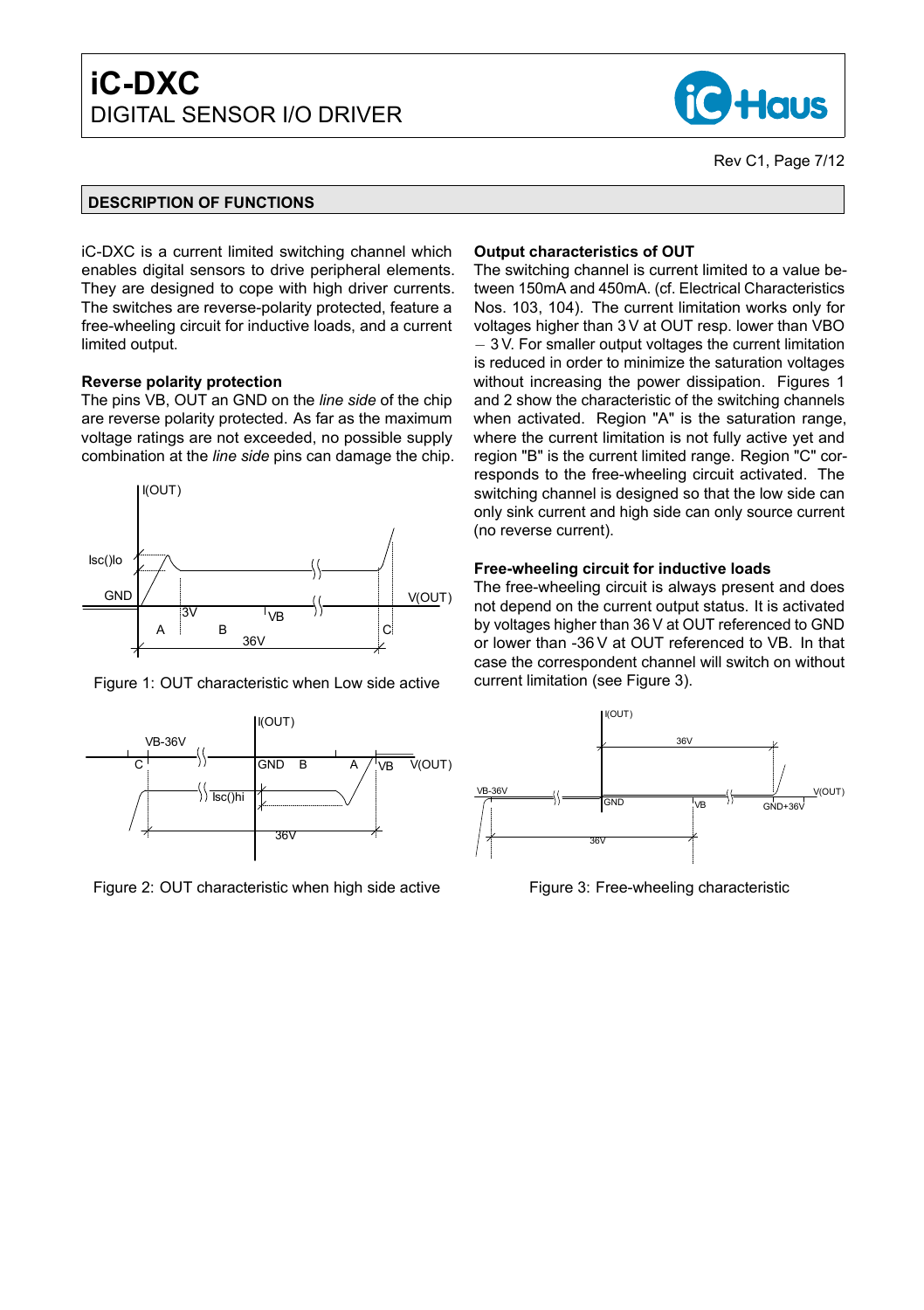## DESCRIPTION OF FUNCTIONS

iC-DXC is a current limited switching channel which enables digital sensors to drive peripheral elements. They are designed to cope with high driver currents. The switches are reverse-polarity protected, feature a free-wheeling circuit for inductive loads, and a current limited output.

**Reverse polarity protection**

The pins VB, OUT an GND on the *line side* of the chip are reverse polarity protected. As far as the maximum voltage ratings are not exceeded, no possible supply combination at the *line side* pins can damage the chip.

Figure 1: OUT characteristic when Low side active

Figure 2: OUT characteristic when high side active

**Output characteristics of OUT**

The switching channel is current limited to a value between 150mA and 450mA. (cf. Electrical Characteristics Nos. 103, 104). The current limitation works only for voltages higher than 3 V at OUT resp. lower than VBO − 3 V. For smaller output voltages the current limitation is reduced in order to minimize the saturation voltages without increasing the power dissipation. Figures 1 and 2 show the characteristic of the switching channels when activated. Region "A" is the saturation range, where the current limitation is not fully active yet and region "B" is the current limited range. Region "C" corresponds to the free-wheeling circuit activated. The switching channel is designed so that the low side can only sink current and high side can only source current (no reverse current).

**Free-wheeling circuit for inductive loads**

The free-wheeling circuit is always present and does not depend on the current output status. It is activated by voltages higher than 36 V at OUT referenced to GND or lower than -36 V at OUT referenced to VB. In that case the correspondent channel will switch on without current limitation (see Figure 3).

Figure 3: Free-wheeling characteristic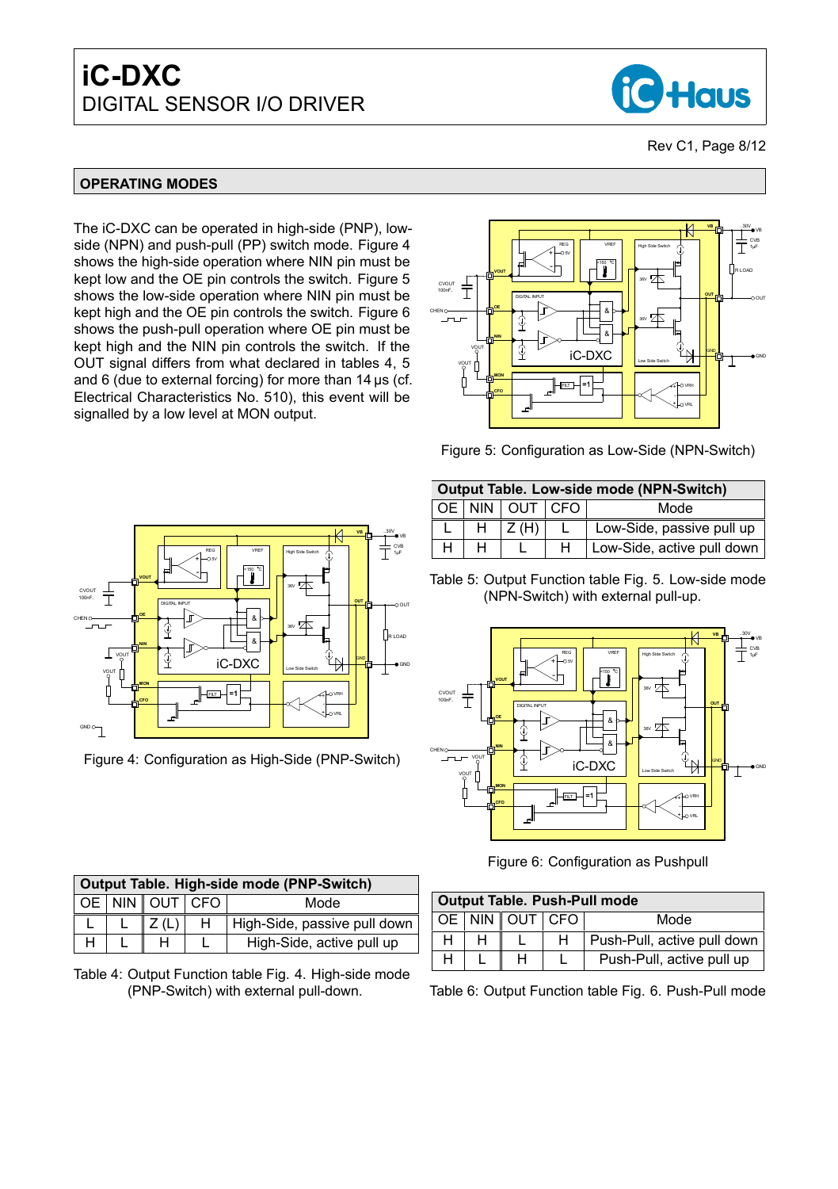## OPERATING MODES

The iC-DXC can be operated in high-side (PNP), low-side (NPN) and push-pull (PP) switch mode. Figure 4 shows the high-side operation where NIN pin must be kept low and the OE pin controls the switch. Figure 5 shows the low-side operation where NIN pin must be kept high and the OE pin controls the switch. Figure 6 shows the push-pull operation where OE pin must be kept high and the NIN pin controls the switch. If the OUT signal differs from what declared in tables 4, 5 and 6 (due to external forcing) for more than 14 µs (cf. Electrical Characteristics No. 510), this event will be signalled by a low level at MON output.

Figure 4: Configuration as High-Side (PNP-Switch)

| Output Table. High-side mode (PNP-Switch) | | | | |
|---|---|---|---|---|
| OE | NIN | OUT | CFO | Mode |
| L | L | Z (L) | H | High-Side, passive pull down |
| H | L | H | L | High-Side, active pull up |

Table 4: Output Function table Fig. 4. High-side mode (PNP-Switch) with external pull-down.

Figure 5: Configuration as Low-Side (NPN-Switch)

| Output Table. Low-side mode (NPN-Switch) | | | | |
|---|---|---|---|---|
| OE | NIN | OUT | CFO | Mode |
| L | H | Z (H) | L | Low-Side, passive pull up |
| H | H | L | H | Low-Side, active pull down |

Table 5: Output Function table Fig. 5. Low-side mode (NPN-Switch) with external pull-up.

Figure 6: Configuration as Pushpull

| Output Table. Push-Pull mode | | | | |
|---|---|---|---|---|
| OE | NIN | OUT | CFO | Mode |
| H | H | L | H | Push-Pull, active pull down |
| H | L | H | L | Push-Pull, active pull up |

Table 6: Output Function table Fig. 6. Push-Pull mode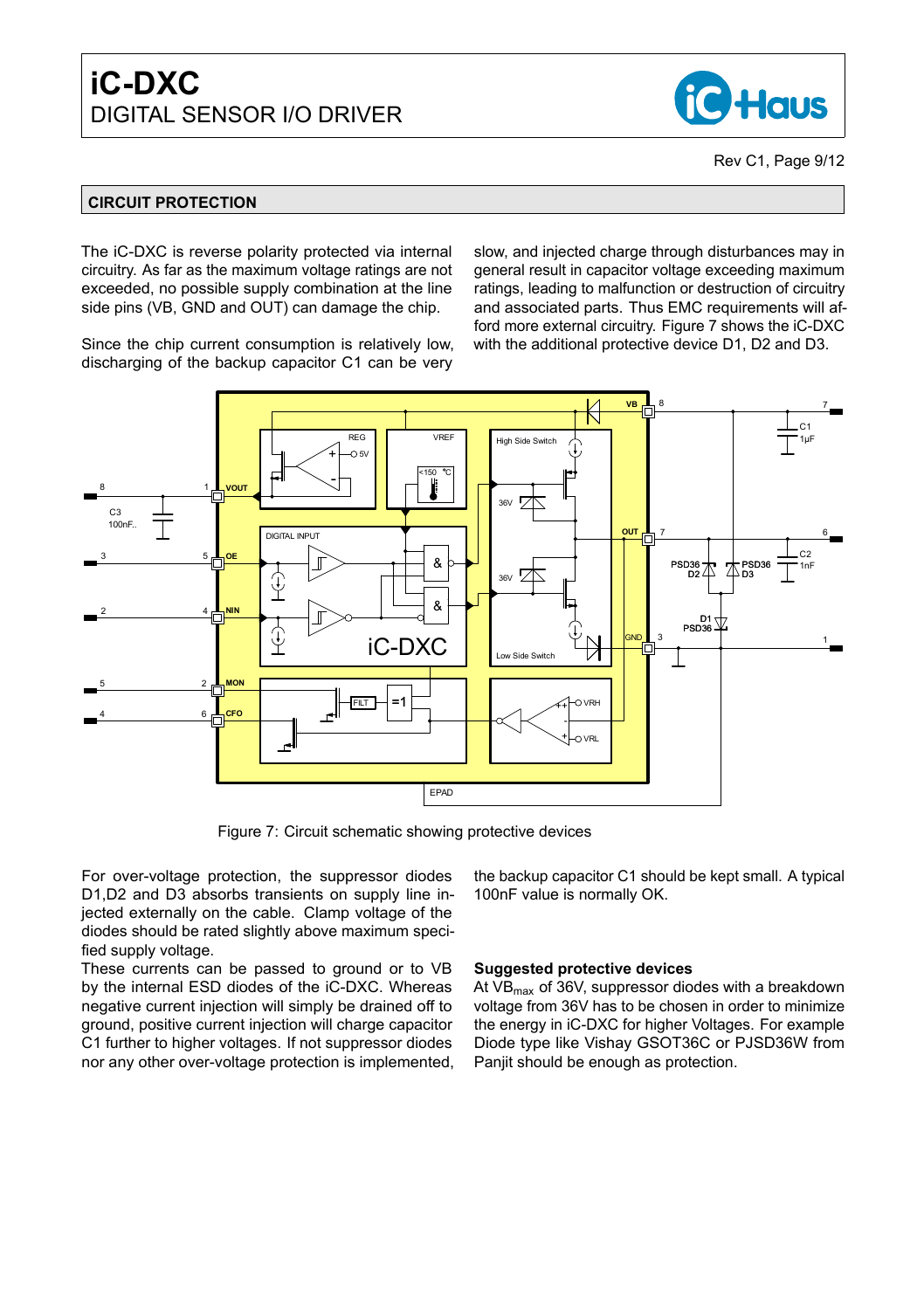## CIRCUIT PROTECTION

The iC-DXC is reverse polarity protected via internal circuitry. As far as the maximum voltage ratings are not exceeded, no possible supply combination at the line side pins (VB, GND and OUT) can damage the chip.

Since the chip current consumption is relatively low, discharging of the backup capacitor C1 can be very slow, and injected charge through disturbances may in general result in capacitor voltage exceeding maximum ratings, leading to malfunction or destruction of circuitry and associated parts. Thus EMC requirements will afford more external circuitry. Figure 7 shows the iC-DXC with the additional protective device D1, D2 and D3.

Figure 7: Circuit schematic showing protective devices

For over-voltage protection, the suppressor diodes D1,D2 and D3 absorbs transients on supply line injected externally on the cable. Clamp voltage of the diodes should be rated slightly above maximum specified supply voltage.
These currents can be passed to ground or to VB by the internal ESD diodes of the iC-DXC. Whereas negative current injection will simply be drained off to ground, positive current injection will charge capacitor C1 further to higher voltages. If not suppressor diodes nor any other over-voltage protection is implemented, the backup capacitor C1 should be kept small. A typical 100nF value is normally OK.

**Suggested protective devices**
At $VB_{max}$ of 36V, suppressor diodes with a breakdown voltage from 36V has to be chosen in order to minimize the energy in iC-DXC for higher Voltages. For example Diode type like Vishay GSOT36C or PJSD36W from Panjit should be enough as protection.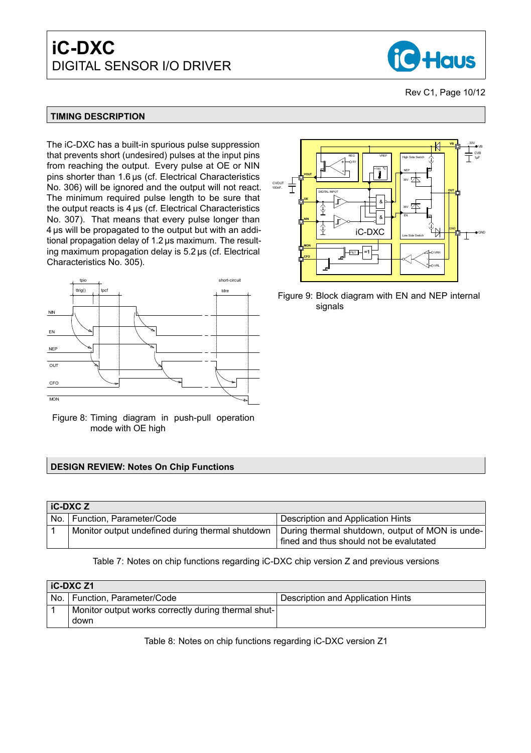## TIMING DESCRIPTION

The iC-DXC has a built-in spurious pulse suppression that prevents short (undesired) pulses at the input pins from reaching the output. Every pulse at OE or NIN pins shorter than 1.6 µs (cf. Electrical Characteristics No. 306) will be ignored and the output will not react. The minimum required pulse length to be sure that the output reacts is 4 µs (cf. Electrical Characteristics No. 307). That means that every pulse longer than 4 µs will be propagated to the output but with an additional propagation delay of 1.2 µs maximum. The resulting maximum propagation delay is 5.2 µs (cf. Electrical Characteristics No. 305).

Figure 8: Timing diagram in push-pull operation mode with OE high

Figure 9: Block diagram with EN and NEP internal signals

## DESIGN REVIEW: Notes On Chip Functions

| iC-DXC Z | | |
|---|---|---|
| No. | Function, Parameter/Code | Description and Application Hints |
| 1 | Monitor output undefined during thermal shutdown | During thermal shutdown, output of MON is undefined and thus should not be evalutated |

Table 7: Notes on chip functions regarding iC-DXC chip version Z and previous versions

| iC-DXC Z1 | | |
|---|---|---|
| No. | Function, Parameter/Code | Description and Application Hints |
| 1 | Monitor output works correctly during thermal shutdown | |

Table 8: Notes on chip functions regarding iC-DXC version Z1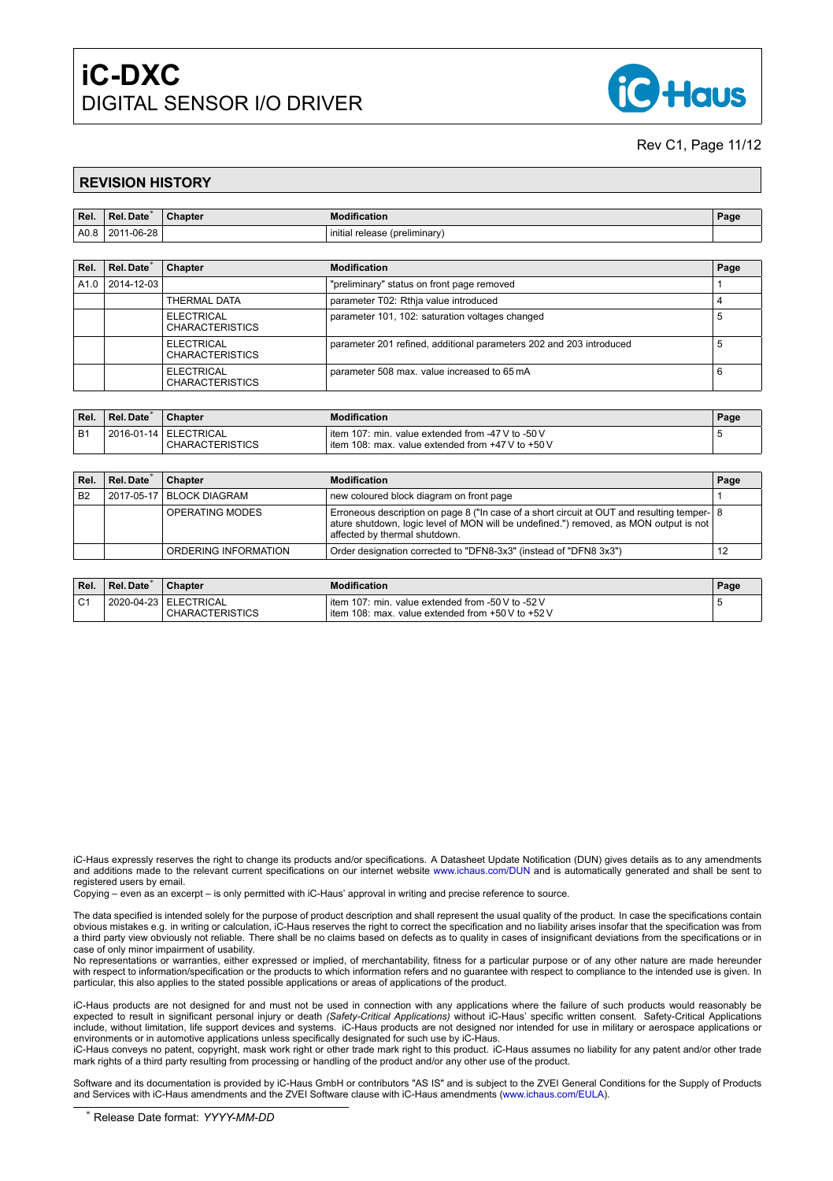## REVISION HISTORY

| Rel. | Rel. Date* | Chapter | Modification | Page |
|---|---|---|---|---|
| A0.8 | 2011-06-28 | | initial release (preliminary) | |

| Rel. | Rel. Date* | Chapter | Modification | Page |
|---|---|---|---|---|
| A1.0 | 2014-12-03 | | "preliminary" status on front page removed | 1 |
| | | THERMAL DATA | parameter T02: Rthja value introduced | 4 |
| | | ELECTRICAL CHARACTERISTICS | parameter 101, 102: saturation voltages changed | 5 |
| | | ELECTRICAL CHARACTERISTICS | parameter 201 refined, additional parameters 202 and 203 introduced | 5 |
| | | ELECTRICAL CHARACTERISTICS | parameter 508 max. value increased to 65 mA | 6 |

| Rel. | Rel. Date* | Chapter | Modification | Page |
|---|---|---|---|---|
| B1 | 2016-01-14 | ELECTRICAL CHARACTERISTICS | item 107: min. value extended from -47 V to -50 V<br>item 108: max. value extended from +47 V to +50 V | 5 |

| Rel. | Rel. Date* | Chapter | Modification | Page |
|---|---|---|---|---|
| B2 | 2017-05-17 | BLOCK DIAGRAM | new coloured block diagram on front page | 1 |
| | | OPERATING MODES | Erroneous description on page 8 ("In case of a short circuit at OUT and resulting temperature shutdown, logic level of MON will be undefined.") removed, as MON output is not affected by thermal shutdown. | 8 |
| | | ORDERING INFORMATION | Order designation corrected to "DFN8-3x3" (instead of "DFN8 3x3") | 12 |

| Rel. | Rel. Date* | Chapter | Modification | Page |
|---|---|---|---|---|
| C1 | 2020-04-23 | ELECTRICAL CHARACTERISTICS | item 107: min. value extended from -50 V to -52 V<br>item 108: max. value extended from +50 V to +52 V | 5 |

iC-Haus expressly reserves the right to change its products and/or specifications. A Datasheet Update Notification (DUN) gives details as to any amendments and additions made to the relevant current specifications on our internet website www.ichaus.com/DUN and is automatically generated and shall be sent to registered users by email.
Copying – even as an excerpt – is only permitted with iC-Haus' approval in writing and precise reference to source.

The data specified is intended solely for the purpose of product description and shall represent the usual quality of the product. In case the specifications contain obvious mistakes e.g. in writing or calculation, iC-Haus reserves the right to correct the specification and no liability arises insofar that the specification was from a third party view obviously not reliable. There shall be no claims based on defects as to quality in cases of insignificant deviations from the specifications or in case of only minor impairment of usability.
No representations or warranties, either expressed or implied, of merchantability, fitness for a particular purpose or of any other nature are made hereunder with respect to information/specification or the products to which information refers and no guarantee with respect to compliance to the intended use is given. In particular, this also applies to the stated possible applications or areas of applications of the product.

iC-Haus products are not designed for and must not be used in connection with any applications where the failure of such products would reasonably be expected to result in significant personal injury or death *(Safety-Critical Applications)* without iC-Haus' specific written consent. Safety-Critical Applications include, without limitation, life support devices and systems. iC-Haus products are not designed nor intended for use in military or aerospace applications or environments or in automotive applications unless specifically designated for such use by iC-Haus.
iC-Haus conveys no patent, copyright, mask work right or other trade mark right to this product. iC-Haus assumes no liability for any patent and/or other trade mark rights of a third party resulting from processing or handling of the product and/or any other use of the product.

Software and its documentation is provided by iC-Haus GmbH or contributors "AS IS" and is subject to the ZVEI General Conditions for the Supply of Products and Services with iC-Haus amendments and the ZVEI Software clause with iC-Haus amendments (www.ichaus.com/EULA).

* Release Date format: *YYYY-MM-DD*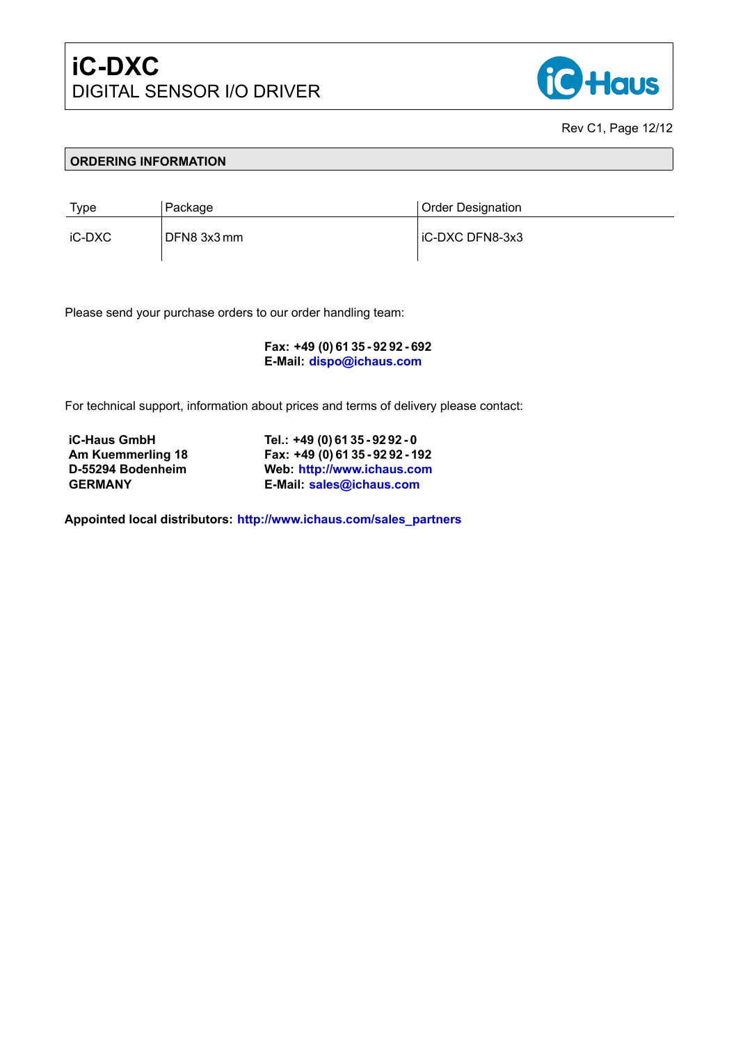## ORDERING INFORMATION

| Type | Package | Order Designation |
|---|---|---|
| iC-DXC | DFN8 3x3 mm | iC-DXC DFN8-3x3 |

Please send your purchase orders to our order handling team:

**Fax: +49 (0) 61 35 - 92 92 - 692**
**E-Mail: dispo@ichaus.com**

For technical support, information about prices and terms of delivery please contact:

| | |
|---|---|
| **iC-Haus GmbH** | **Tel.: +49 (0) 61 35 - 92 92 - 0** |
| **Am Kuemmerling 18** | **Fax: +49 (0) 61 35 - 92 92 - 192** |
| **D-55294 Bodenheim** | **Web: http://www.ichaus.com** |
| **GERMANY** | **E-Mail: sales@ichaus.com** |

**Appointed local distributors: http://www.ichaus.com/sales_partners**